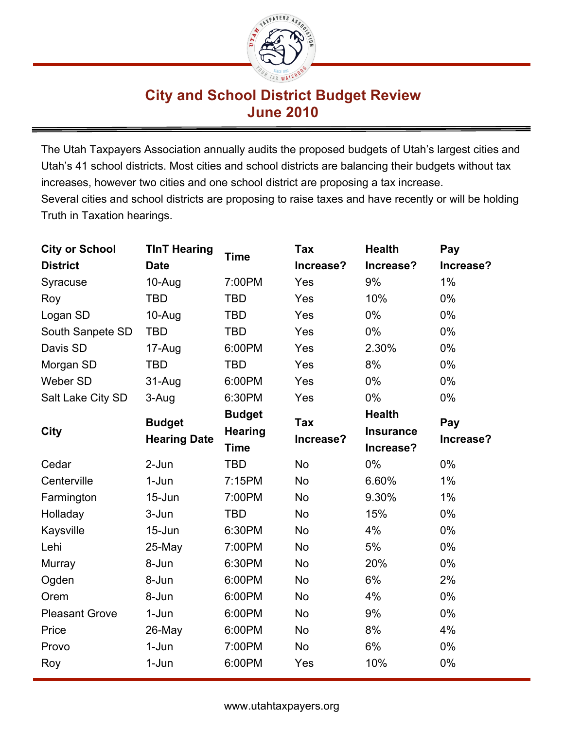# City and School District Budget Review
## June 2010

The Utah Taxpayers Association annually audits the proposed budgets of Utah's largest cities and Utah's 41 school districts. Most cities and school districts are balancing their budgets without tax increases, however two cities and one school district are proposing a tax increase.
Several cities and school districts are proposing to raise taxes and have recently or will be holding Truth in Taxation hearings.

| City or School District | TInT Hearing Date | Time | Tax Increase? | Health Increase? | Pay Increase? |
|---|---|---|---|---|---|
| Syracuse | 10-Aug | 7:00PM | Yes | 9% | 1% |
| Roy | TBD | TBD | Yes | 10% | 0% |
| Logan SD | 10-Aug | TBD | Yes | 0% | 0% |
| South Sanpete SD | TBD | TBD | Yes | 0% | 0% |
| Davis SD | 17-Aug | 6:00PM | Yes | 2.30% | 0% |
| Morgan SD | TBD | TBD | Yes | 8% | 0% |
| Weber SD | 31-Aug | 6:00PM | Yes | 0% | 0% |
| Salt Lake City SD | 3-Aug | 6:30PM | Yes | 0% | 0% |
| **City** | **Budget Hearing Date** | **Budget Hearing Time** | **Tax Increase?** | **Health Insurance Increase?** | **Pay Increase?** |
| Cedar | 2-Jun | TBD | No | 0% | 0% |
| Centerville | 1-Jun | 7:15PM | No | 6.60% | 1% |
| Farmington | 15-Jun | 7:00PM | No | 9.30% | 1% |
| Holladay | 3-Jun | TBD | No | 15% | 0% |
| Kaysville | 15-Jun | 6:30PM | No | 4% | 0% |
| Lehi | 25-May | 7:00PM | No | 5% | 0% |
| Murray | 8-Jun | 6:30PM | No | 20% | 0% |
| Ogden | 8-Jun | 6:00PM | No | 6% | 2% |
| Orem | 8-Jun | 6:00PM | No | 4% | 0% |
| Pleasant Grove | 1-Jun | 6:00PM | No | 9% | 0% |
| Price | 26-May | 6:00PM | No | 8% | 4% |
| Provo | 1-Jun | 7:00PM | No | 6% | 0% |
| Roy | 1-Jun | 6:00PM | Yes | 10% | 0% |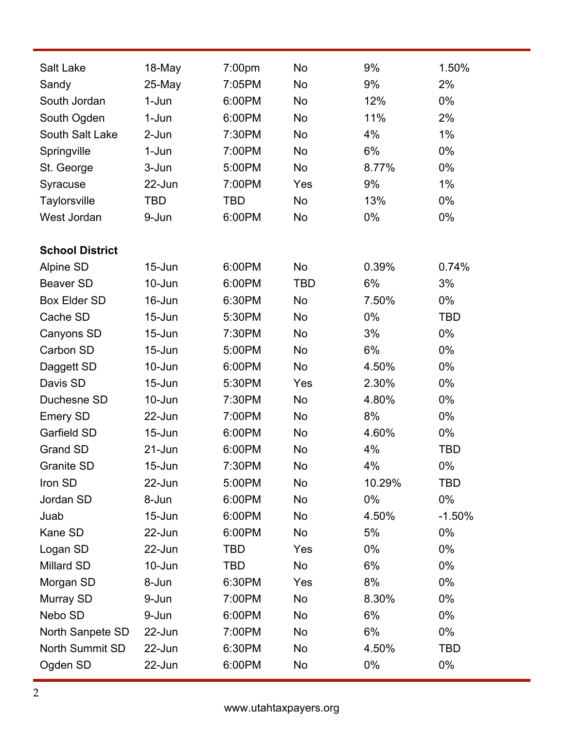| | | | | | |
|---|---|---|---|---|---|
| Salt Lake | 18-May | 7:00pm | No | 9% | 1.50% |
| Sandy | 25-May | 7:05PM | No | 9% | 2% |
| South Jordan | 1-Jun | 6:00PM | No | 12% | 0% |
| South Ogden | 1-Jun | 6:00PM | No | 11% | 2% |
| South Salt Lake | 2-Jun | 7:30PM | No | 4% | 1% |
| Springville | 1-Jun | 7:00PM | No | 6% | 0% |
| St. George | 3-Jun | 5:00PM | No | 8.77% | 0% |
| Syracuse | 22-Jun | 7:00PM | Yes | 9% | 1% |
| Taylorsville | TBD | TBD | No | 13% | 0% |
| West Jordan | 9-Jun | 6:00PM | No | 0% | 0% |
| | | | | | |
| **School District** | | | | | |
| Alpine SD | 15-Jun | 6:00PM | No | 0.39% | 0.74% |
| Beaver SD | 10-Jun | 6:00PM | TBD | 6% | 3% |
| Box Elder SD | 16-Jun | 6:30PM | No | 7.50% | 0% |
| Cache SD | 15-Jun | 5:30PM | No | 0% | TBD |
| Canyons SD | 15-Jun | 7:30PM | No | 3% | 0% |
| Carbon SD | 15-Jun | 5:00PM | No | 6% | 0% |
| Daggett SD | 10-Jun | 6:00PM | No | 4.50% | 0% |
| Davis SD | 15-Jun | 5:30PM | Yes | 2.30% | 0% |
| Duchesne SD | 10-Jun | 7:30PM | No | 4.80% | 0% |
| Emery SD | 22-Jun | 7:00PM | No | 8% | 0% |
| Garfield SD | 15-Jun | 6:00PM | No | 4.60% | 0% |
| Grand SD | 21-Jun | 6:00PM | No | 4% | TBD |
| Granite SD | 15-Jun | 7:30PM | No | 4% | 0% |
| Iron SD | 22-Jun | 5:00PM | No | 10.29% | TBD |
| Jordan SD | 8-Jun | 6:00PM | No | 0% | 0% |
| Juab | 15-Jun | 6:00PM | No | 4.50% | -1.50% |
| Kane SD | 22-Jun | 6:00PM | No | 5% | 0% |
| Logan SD | 22-Jun | TBD | Yes | 0% | 0% |
| Millard SD | 10-Jun | TBD | No | 6% | 0% |
| Morgan SD | 8-Jun | 6:30PM | Yes | 8% | 0% |
| Murray SD | 9-Jun | 7:00PM | No | 8.30% | 0% |
| Nebo SD | 9-Jun | 6:00PM | No | 6% | 0% |
| North Sanpete SD | 22-Jun | 7:00PM | No | 6% | 0% |
| North Summit SD | 22-Jun | 6:30PM | No | 4.50% | TBD |
| Ogden SD | 22-Jun | 6:00PM | No | 0% | 0% |

www.utahtaxpayers.org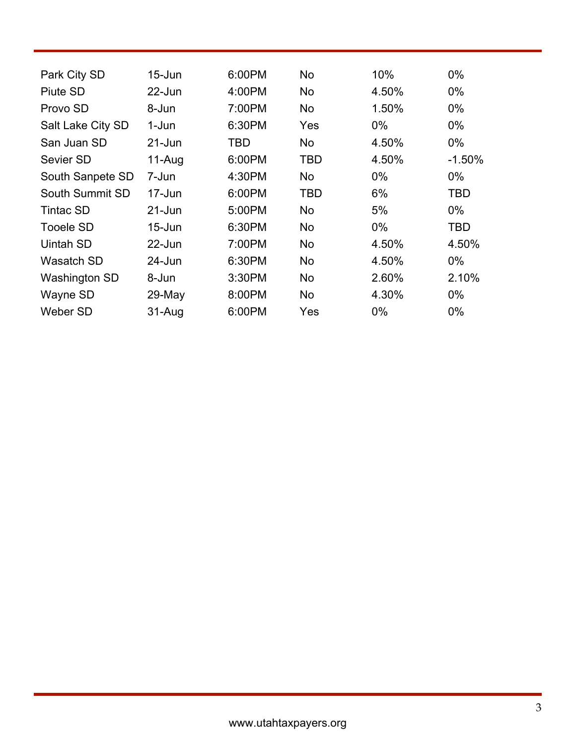| | | | | | |
|---|---|---|---|---|---|
| Park City SD | 15-Jun | 6:00PM | No | 10% | 0% |
| Piute SD | 22-Jun | 4:00PM | No | 4.50% | 0% |
| Provo SD | 8-Jun | 7:00PM | No | 1.50% | 0% |
| Salt Lake City SD | 1-Jun | 6:30PM | Yes | 0% | 0% |
| San Juan SD | 21-Jun | TBD | No | 4.50% | 0% |
| Sevier SD | 11-Aug | 6:00PM | TBD | 4.50% | -1.50% |
| South Sanpete SD | 7-Jun | 4:30PM | No | 0% | 0% |
| South Summit SD | 17-Jun | 6:00PM | TBD | 6% | TBD |
| Tintac SD | 21-Jun | 5:00PM | No | 5% | 0% |
| Tooele SD | 15-Jun | 6:30PM | No | 0% | TBD |
| Uintah SD | 22-Jun | 7:00PM | No | 4.50% | 4.50% |
| Wasatch SD | 24-Jun | 6:30PM | No | 4.50% | 0% |
| Washington SD | 8-Jun | 3:30PM | No | 2.60% | 2.10% |
| Wayne SD | 29-May | 8:00PM | No | 4.30% | 0% |
| Weber SD | 31-Aug | 6:00PM | Yes | 0% | 0% |